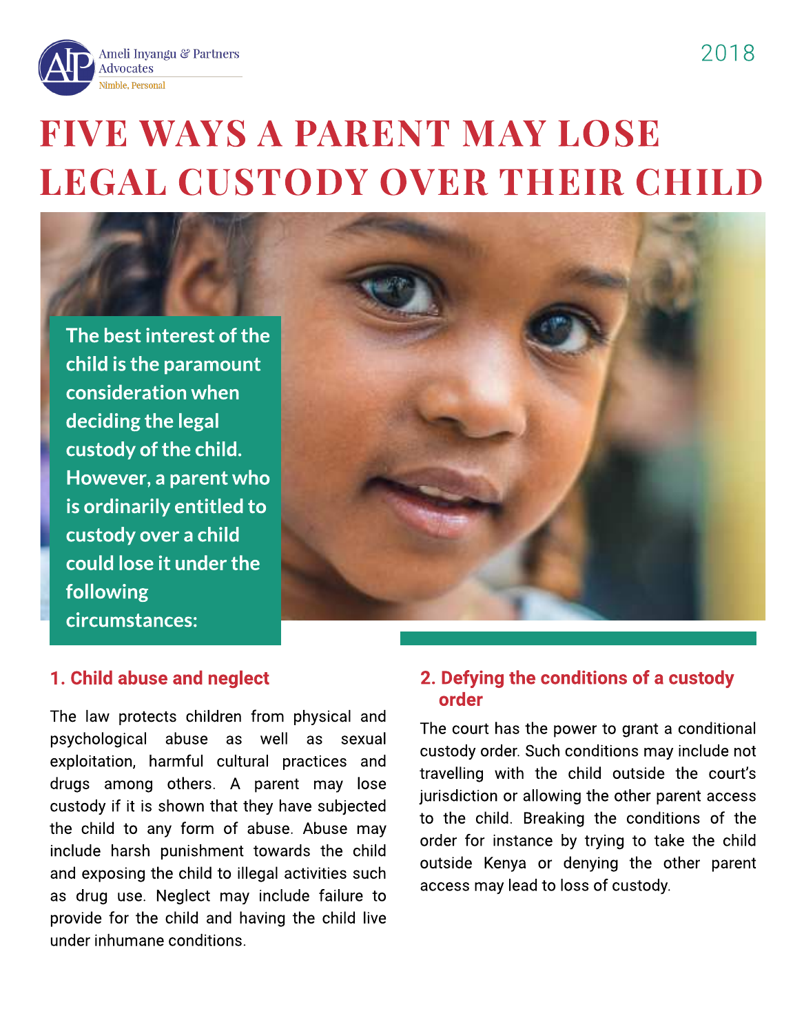Ameli Inyangu & Partners Advocates
Nimble, Personal

2018

# FIVE WAYS A PARENT MAY LOSE LEGAL CUSTODY OVER THEIR CHILD

**The best interest of the child is the paramount consideration when deciding the legal custody of the child. However, a parent who is ordinarily entitled to custody over a child could lose it under the following circumstances:**

## 1. Child abuse and neglect

The law protects children from physical and psychological abuse as well as sexual exploitation, harmful cultural practices and drugs among others. A parent may lose custody if it is shown that they have subjected the child to any form of abuse. Abuse may include harsh punishment towards the child and exposing the child to illegal activities such as drug use. Neglect may include failure to provide for the child and having the child live under inhumane conditions.

## 2. Defying the conditions of a custody order

The court has the power to grant a conditional custody order. Such conditions may include not travelling with the child outside the court's jurisdiction or allowing the other parent access to the child. Breaking the conditions of the order for instance by trying to take the child outside Kenya or denying the other parent access may lead to loss of custody.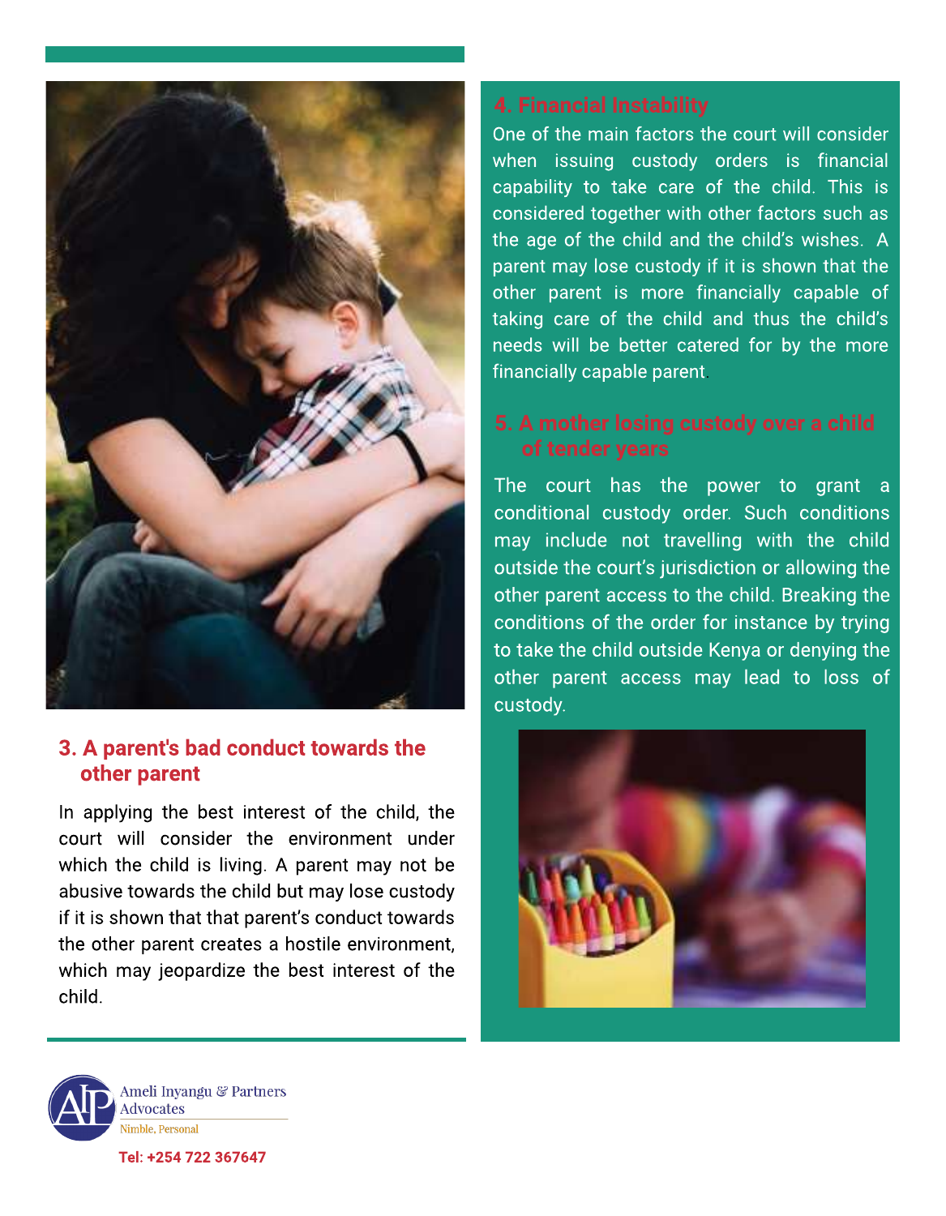### 3. A parent's bad conduct towards the other parent

In applying the best interest of the child, the court will consider the environment under which the child is living. A parent may not be abusive towards the child but may lose custody if it is shown that that parent's conduct towards the other parent creates a hostile environment, which may jeopardize the best interest of the child.

### 4. Financial Instability

One of the main factors the court will consider when issuing custody orders is financial capability to take care of the child. This is considered together with other factors such as the age of the child and the child's wishes. A parent may lose custody if it is shown that the other parent is more financially capable of taking care of the child and thus the child's needs will be better catered for by the more financially capable parent.

### 5. A mother losing custody over a child of tender years

The court has the power to grant a conditional custody order. Such conditions may include not travelling with the child outside the court's jurisdiction or allowing the other parent access to the child. Breaking the conditions of the order for instance by trying to take the child outside Kenya or denying the other parent access may lead to loss of custody.

Ameli Inyangu & Partners Advocates
Nimble, Personal

Tel: +254 722 367647